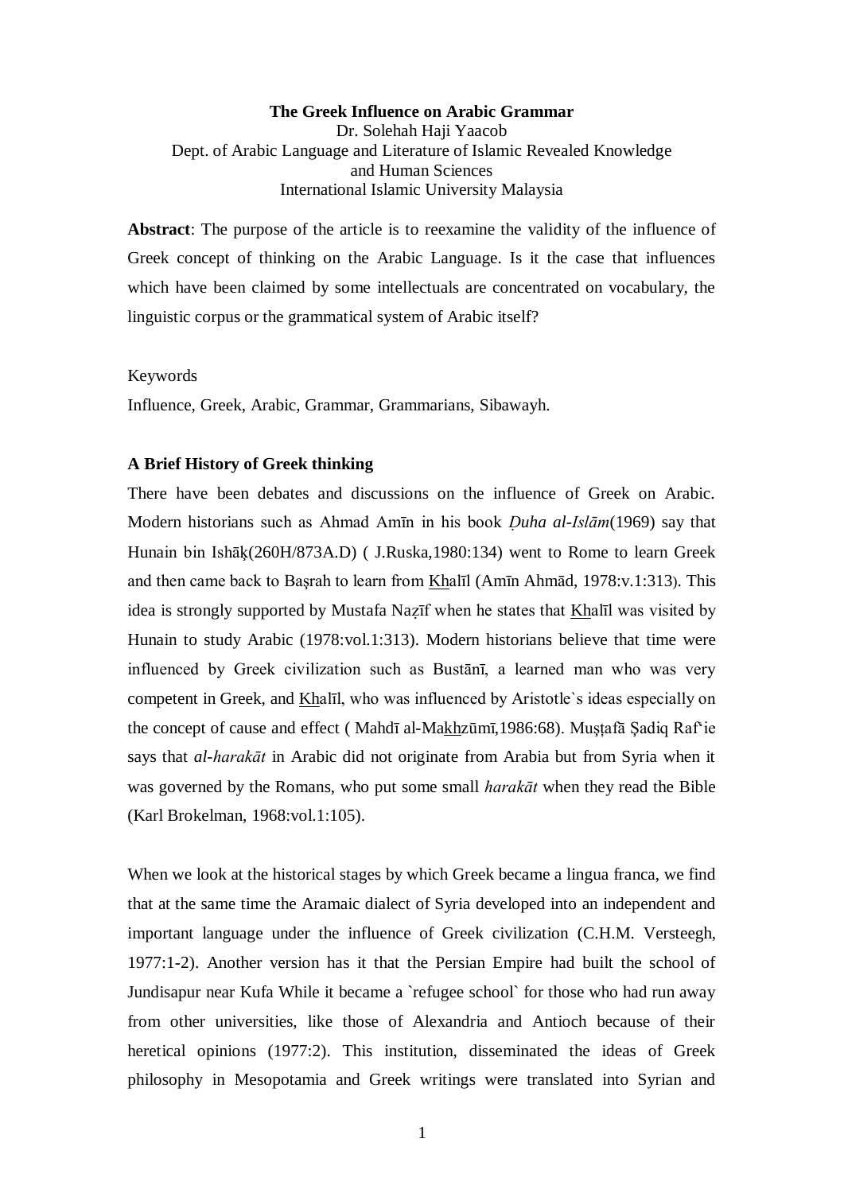**The Greek Influence on Arabic Grammar**

Dr. Solehah Haji Yaacob
Dept. of Arabic Language and Literature of Islamic Revealed Knowledge and Human Sciences
International Islamic University Malaysia

**Abstract**: The purpose of the article is to reexamine the validity of the influence of Greek concept of thinking on the Arabic Language. Is it the case that influences which have been claimed by some intellectuals are concentrated on vocabulary, the linguistic corpus or the grammatical system of Arabic itself?

Keywords

Influence, Greek, Arabic, Grammar, Grammarians, Sibawayh.

**A Brief History of Greek thinking**

There have been debates and discussions on the influence of Greek on Arabic. Modern historians such as Ahmad Amīn in his book *Ḍuha al-Islām*(1969) say that Hunain bin Ishāķ(260H/873A.D) ( J.Ruska,1980:134) went to Rome to learn Greek and then came back to Başrah to learn from Khalīl (Amīn Ahmād, 1978:v.1:313). This idea is strongly supported by Mustafa Naẓīf when he states that Khalīl was visited by Hunain to study Arabic (1978:vol.1:313). Modern historians believe that time were influenced by Greek civilization such as Bustānī, a learned man who was very competent in Greek, and Khalīl, who was influenced by Aristotle`s ideas especially on the concept of cause and effect ( Mahdī al-Makhzūmī,1986:68). Muşţafā Şadiq Raf'ie says that *al-harakāt* in Arabic did not originate from Arabia but from Syria when it was governed by the Romans, who put some small *harakāt* when they read the Bible (Karl Brokelman, 1968:vol.1:105).

When we look at the historical stages by which Greek became a lingua franca, we find that at the same time the Aramaic dialect of Syria developed into an independent and important language under the influence of Greek civilization (C.H.M. Versteegh, 1977:1-2). Another version has it that the Persian Empire had built the school of Jundisapur near Kufa While it became a `refugee school` for those who had run away from other universities, like those of Alexandria and Antioch because of their heretical opinions (1977:2). This institution, disseminated the ideas of Greek philosophy in Mesopotamia and Greek writings were translated into Syrian and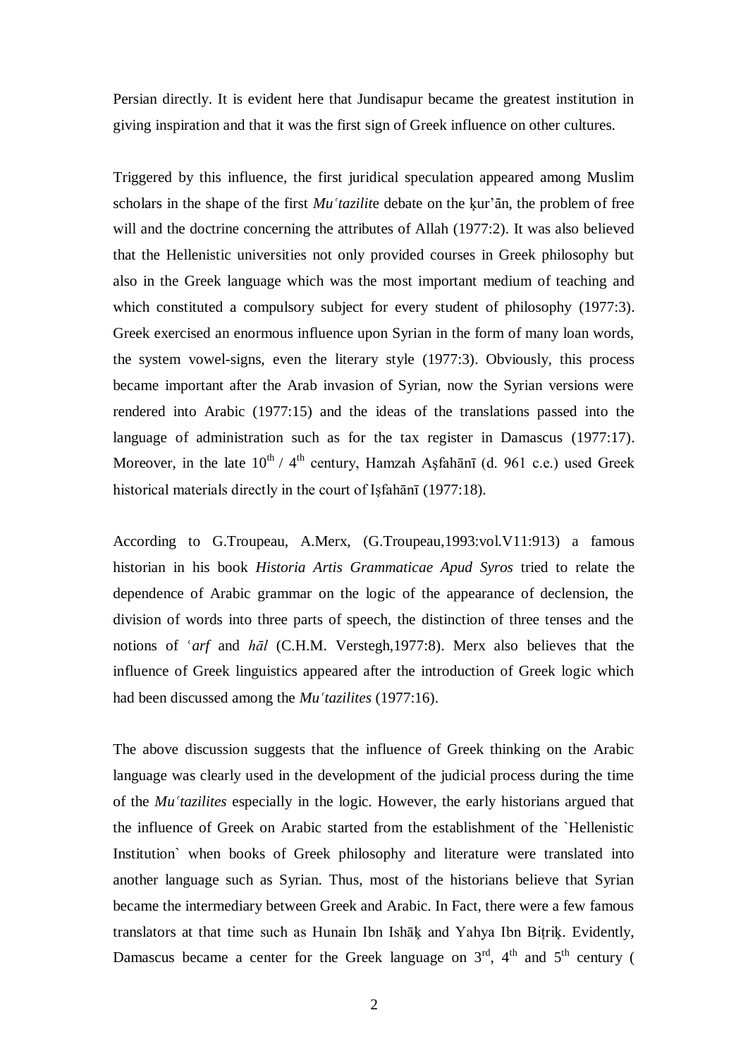Persian directly. It is evident here that Jundisapur became the greatest institution in giving inspiration and that it was the first sign of Greek influence on other cultures.

Triggered by this influence, the first juridical speculation appeared among Muslim scholars in the shape of the first *Muʿtazilit*e debate on the ķur'ān, the problem of free will and the doctrine concerning the attributes of Allah (1977:2). It was also believed that the Hellenistic universities not only provided courses in Greek philosophy but also in the Greek language which was the most important medium of teaching and which constituted a compulsory subject for every student of philosophy (1977:3). Greek exercised an enormous influence upon Syrian in the form of many loan words, the system vowel-signs, even the literary style (1977:3). Obviously, this process became important after the Arab invasion of Syrian, now the Syrian versions were rendered into Arabic (1977:15) and the ideas of the translations passed into the language of administration such as for the tax register in Damascus (1977:17). Moreover, in the late 10th / 4th century, Hamzah Aşfahānī (d. 961 c.e.) used Greek historical materials directly in the court of Işfahānī (1977:18).

According to G.Troupeau, A.Merx, (G.Troupeau,1993:vol.V11:913) a famous historian in his book *Historia Artis Grammaticae Apud Syros* tried to relate the dependence of Arabic grammar on the logic of the appearance of declension, the division of words into three parts of speech, the distinction of three tenses and the notions of *ʿarf* and *hāl* (C.H.M. Verstegh,1977:8). Merx also believes that the influence of Greek linguistics appeared after the introduction of Greek logic which had been discussed among the *Muʿtazilites* (1977:16).

The above discussion suggests that the influence of Greek thinking on the Arabic language was clearly used in the development of the judicial process during the time of the *Muʿtazilites* especially in the logic. However, the early historians argued that the influence of Greek on Arabic started from the establishment of the `Hellenistic Institution` when books of Greek philosophy and literature were translated into another language such as Syrian. Thus, most of the historians believe that Syrian became the intermediary between Greek and Arabic. In Fact, there were a few famous translators at that time such as Hunain Ibn Ishāķ and Yahya Ibn Biţriķ. Evidently, Damascus became a center for the Greek language on 3rd, 4th and 5th century (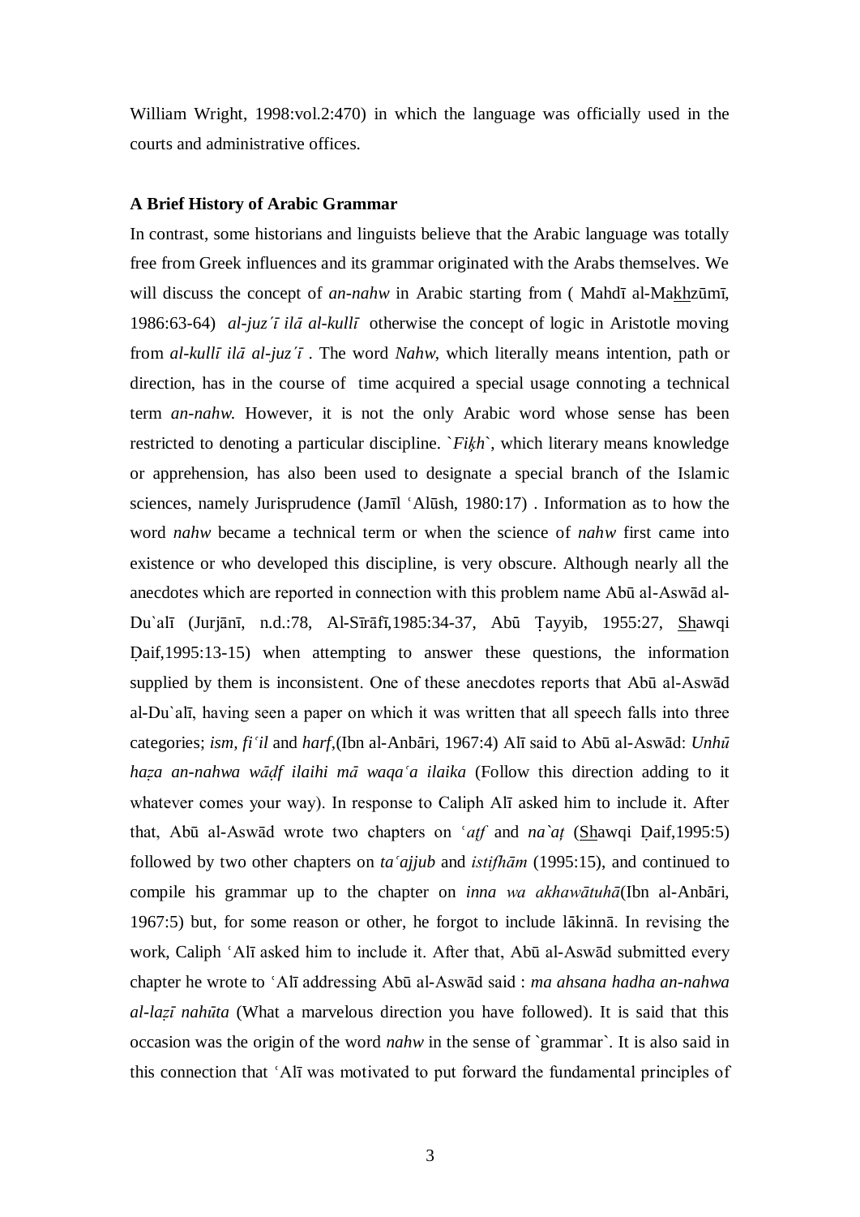William Wright, 1998:vol.2:470) in which the language was officially used in the courts and administrative offices.

**A Brief History of Arabic Grammar**

In contrast, some historians and linguists believe that the Arabic language was totally free from Greek influences and its grammar originated with the Arabs themselves. We will discuss the concept of *an-nahw* in Arabic starting from ( Mahdī al-Ma<u>kh</u>zūmī, 1986:63-64) *al-juzʻī ilā al-kullī* otherwise the concept of logic in Aristotle moving from *al-kullī ilā al-juzʻī* . The word *Nahw*, which literally means intention, path or direction, has in the course of time acquired a special usage connoting a technical term *an-nahw*. However, it is not the only Arabic word whose sense has been restricted to denoting a particular discipline. `*Fiḳh*`, which literary means knowledge or apprehension, has also been used to designate a special branch of the Islamic sciences, namely Jurisprudence (Jamīl ʻAlūsh, 1980:17) . Information as to how the word *nahw* became a technical term or when the science of *nahw* first came into existence or who developed this discipline, is very obscure. Although nearly all the anecdotes which are reported in connection with this problem name Abū al-Aswād al-Du`alī (Jurjānī, n.d.:78, Al-Sīrāfī,1985:34-37, Abū Ṭayyib, 1955:27, <u>Sh</u>awqi Ḍaif,1995:13-15) when attempting to answer these questions, the information supplied by them is inconsistent. One of these anecdotes reports that Abū al-Aswād al-Du`alī, having seen a paper on which it was written that all speech falls into three categories; *ism, fiʻil* and *harf*,(Ibn al-Anbāri, 1967:4) Alī said to Abū al-Aswād: *Unhū haẓa an-nahwa wāḍf ilaihi mā waqaʻa ilaika* (Follow this direction adding to it whatever comes your way). In response to Caliph Alī asked him to include it. After that, Abū al-Aswād wrote two chapters on *ʻaṭf* and *na`aṭ* (<u>Sh</u>awqi Ḍaif,1995:5) followed by two other chapters on *taʻajjub* and *istifhām* (1995:15), and continued to compile his grammar up to the chapter on *inna wa akhawātuhā*(Ibn al-Anbāri, 1967:5) but, for some reason or other, he forgot to include lākinnā. In revising the work, Caliph ʻAlī asked him to include it. After that, Abū al-Aswād submitted every chapter he wrote to ʻAlī addressing Abū al-Aswād said : *ma ahsana hadha an-nahwa al-laẓī nahūta* (What a marvelous direction you have followed). It is said that this occasion was the origin of the word *nahw* in the sense of `grammar`. It is also said in this connection that ʻAlī was motivated to put forward the fundamental principles of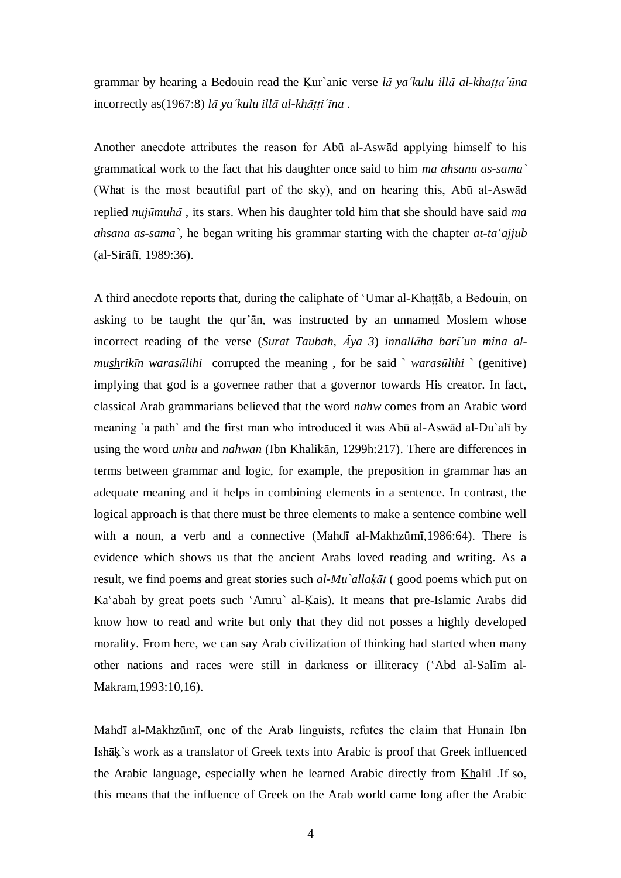grammar by hearing a Bedouin read the Ḳur`anic verse *lā yaʼkulu illā al-khaṭṭaʼūna* incorrectly as(1967:8) *lā yaʼkulu illā al-khāṭṭiʼīna* .

Another anecdote attributes the reason for Abū al-Aswād applying himself to his grammatical work to the fact that his daughter once said to him *ma ahsanu as-sama`* (What is the most beautiful part of the sky), and on hearing this, Abū al-Aswād replied *nujūmuhā* , its stars. When his daughter told him that she should have said *ma ahsana as-sama`*, he began writing his grammar starting with the chapter *at-taʿajjub* (al-Sirāfī, 1989:36).

A third anecdote reports that, during the caliphate of ʿUmar al-<u>Kh</u>aṭṭāb, a Bedouin, on asking to be taught the qur'ān, was instructed by an unnamed Moslem whose incorrect reading of the verse (*Surat Taubah, Āya 3*) *innallāha barīʼun mina al-mu<u>sh</u>rikīn warasūlihi* corrupted the meaning , for he said ` *warasūlihi* ` (genitive) implying that god is a governee rather that a governor towards His creator. In fact, classical Arab grammarians believed that the word *nahw* comes from an Arabic word meaning `a path` and the first man who introduced it was Abū al-Aswād al-Du`alī by using the word *unhu* and *nahwan* (Ibn <u>Kh</u>alikān, 1299h:217). There are differences in terms between grammar and logic, for example, the preposition in grammar has an adequate meaning and it helps in combining elements in a sentence. In contrast, the logical approach is that there must be three elements to make a sentence combine well with a noun, a verb and a connective (Mahdī al-Ma<u>kh</u>zūmī,1986:64). There is evidence which shows us that the ancient Arabs loved reading and writing. As a result, we find poems and great stories such *al-Mu`allaḳāt* ( good poems which put on Kaʿabah by great poets such ʿAmru` al-Ḳais). It means that pre-Islamic Arabs did know how to read and write but only that they did not posses a highly developed morality. From here, we can say Arab civilization of thinking had started when many other nations and races were still in darkness or illiteracy (ʿAbd al-Salīm al-Makram,1993:10,16).

Mahdī al-Ma<u>kh</u>zūmī, one of the Arab linguists, refutes the claim that Hunain Ibn Ishāḳ`s work as a translator of Greek texts into Arabic is proof that Greek influenced the Arabic language, especially when he learned Arabic directly from <u>Kh</u>alīl .If so, this means that the influence of Greek on the Arab world came long after the Arabic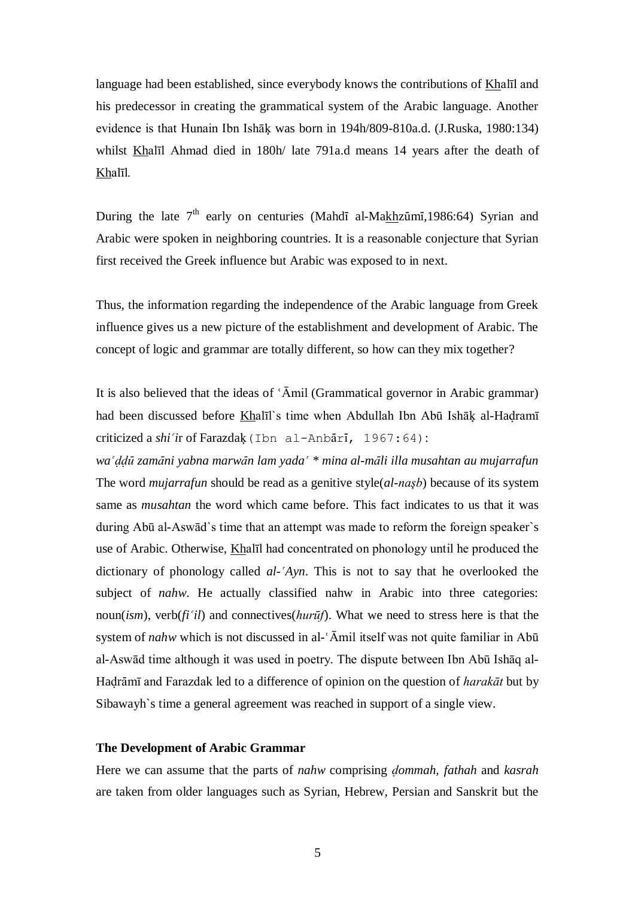language had been established, since everybody knows the contributions of Khalīl and his predecessor in creating the grammatical system of the Arabic language. Another evidence is that Hunain Ibn Ishāķ was born in 194h/809-810a.d. (J.Ruska, 1980:134) whilst Khalīl Ahmad died in 180h/ late 791a.d means 14 years after the death of Khalīl.

During the late 7th early on centuries (Mahdī al-Makhzūmī,1986:64) Syrian and Arabic were spoken in neighboring countries. It is a reasonable conjecture that Syrian first received the Greek influence but Arabic was exposed to in next.

Thus, the information regarding the independence of the Arabic language from Greek influence gives us a new picture of the establishment and development of Arabic. The concept of logic and grammar are totally different, so how can they mix together?

It is also believed that the ideas of ʿĀmil (Grammatical governor in Arabic grammar) had been discussed before Khalīl`s time when Abdullah Ibn Abū Ishāķ al-Haḍramī criticized a *shiʿir* of Farazdaķ (Ibn al-Anbārī, 1967:64):

*waʿḍḍū zamāni yabna marwān lam yadaʿ * mina al-māli illa musahtan au mujarrafun*

The word *mujarrafun* should be read as a genitive style(*al-naṣb*) because of its system same as *musahtan* the word which came before. This fact indicates to us that it was during Abū al-Aswād`s time that an attempt was made to reform the foreign speaker`s use of Arabic. Otherwise, Khalīl had concentrated on phonology until he produced the dictionary of phonology called *al-ʿAyn*. This is not to say that he overlooked the subject of *nahw*. He actually classified nahw in Arabic into three categories: noun(*ism*), verb(*fiʿil*) and connectives(*hurūf*). What we need to stress here is that the system of *nahw* which is not discussed in al-ʿĀmil itself was not quite familiar in Abū al-Aswād time although it was used in poetry. The dispute between Ibn Abū Ishāq al-Haḍrāmī and Farazdak led to a difference of opinion on the question of *harakāt* but by Sibawayh`s time a general agreement was reached in support of a single view.

**The Development of Arabic Grammar**

Here we can assume that the parts of *nahw* comprising *ḍommah, fathah* and *kasrah* are taken from older languages such as Syrian, Hebrew, Persian and Sanskrit but the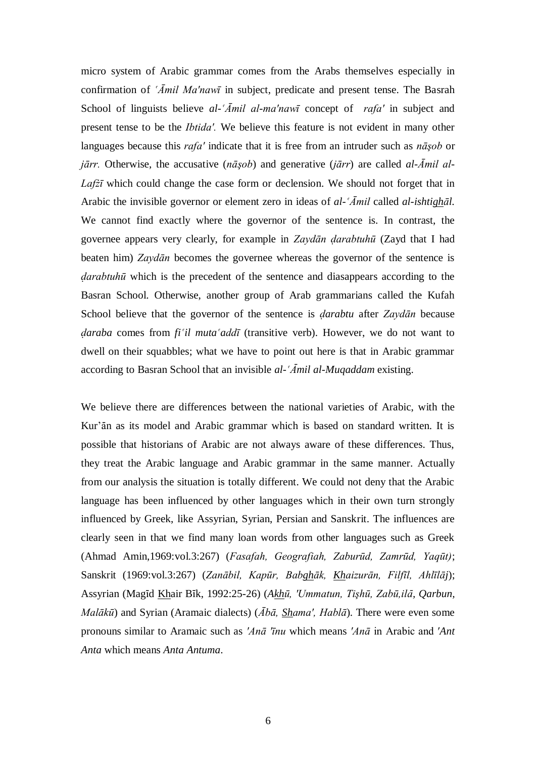micro system of Arabic grammar comes from the Arabs themselves especially in confirmation of *ʿĀmil Ma'nawī* in subject, predicate and present tense. The Basrah School of linguists believe *al-ʿĀmil al-ma'nawī* concept of *rafa'* in subject and present tense to be the *Ibtida'.* We believe this feature is not evident in many other languages because this *rafa'* indicate that it is free from an intruder such as *nāşob* or *jārr.* Otherwise, the accusative (*nāşob*) and generative (*jārr*) are called *al-Āmil al-Lafẓī* which could change the case form or declension. We should not forget that in Arabic the invisible governor or element zero in ideas of *al-ʿĀmil* called *al-ishtighāl.* We cannot find exactly where the governor of the sentence is. In contrast, the governee appears very clearly, for example in *Zaydān ḍarabtuhū* (Zayd that I had beaten him) *Zaydān* becomes the governee whereas the governor of the sentence is *ḍarabtuhū* which is the precedent of the sentence and diasappears according to the Basran School. Otherwise, another group of Arab grammarians called the Kufah School believe that the governor of the sentence is *ḍarabtu* after *Zaydān* because *ḍaraba* comes from *fiʿil mutaʿaddī* (transitive verb). However, we do not want to dwell on their squabbles; what we have to point out here is that in Arabic grammar according to Basran School that an invisible *al-ʿĀmil al-Muqaddam* existing.

We believe there are differences between the national varieties of Arabic, with the Kur'ān as its model and Arabic grammar which is based on standard written. It is possible that historians of Arabic are not always aware of these differences. Thus, they treat the Arabic language and Arabic grammar in the same manner. Actually from our analysis the situation is totally different. We could not deny that the Arabic language has been influenced by other languages which in their own turn strongly influenced by Greek, like Assyrian, Syrian, Persian and Sanskrit. The influences are clearly seen in that we find many loan words from other languages such as Greek (Ahmad Amin,1969:vol.3:267) (*Fasafah, Geografiah, Zaburūd, Zamrūd, Yaqūt)*; Sanskrit (1969:vol.3:267) (*Zanābil, Kapūr, Babghāk, Khaizurān, Filfīl, Ahlīlāj*); Assyrian (Magīd Khair Bīk, 1992:25-26) (*Akhū, 'Ummatun, Tişhū, Zabū,ilā, Qarbun, Malākū*) and Syrian (Aramaic dialects) (*Ābā, Shama', Hablā*). There were even some pronouns similar to Aramaic such as *'Anā 'īnu* which means *'Anā* in Arabic and *'Ant Anta* which means *Anta Antuma*.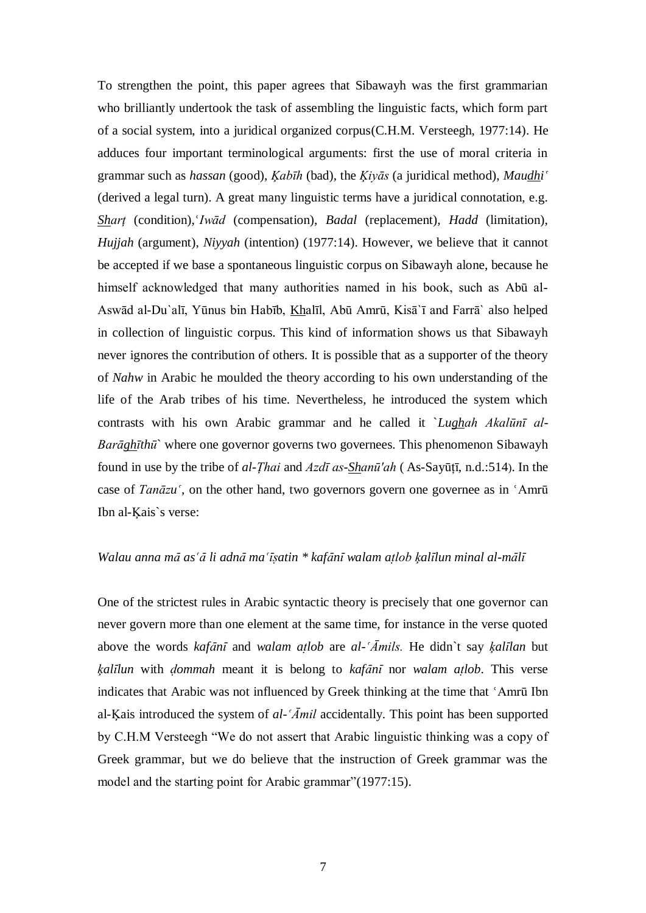To strengthen the point, this paper agrees that Sibawayh was the first grammarian who brilliantly undertook the task of assembling the linguistic facts, which form part of a social system, into a juridical organized corpus(C.H.M. Versteegh, 1977:14). He adduces four important terminological arguments: first the use of moral criteria in grammar such as *hassan* (good), *Ķabīh* (bad), the *Ķiyās* (a juridical method), *Maudhiʿ* (derived a legal turn). A great many linguistic terms have a juridical connotation, e.g. *Sharṭ* (condition),*ʿIwād* (compensation), *Badal* (replacement), *Hadd* (limitation), *Hujjah* (argument), *Niyyah* (intention) (1977:14). However, we believe that it cannot be accepted if we base a spontaneous linguistic corpus on Sibawayh alone, because he himself acknowledged that many authorities named in his book, such as Abū al-Aswād al-Du`alī, Yūnus bin Habīb, Khalīl, Abū Amrū, Kisā`ī and Farrā` also helped in collection of linguistic corpus. This kind of information shows us that Sibawayh never ignores the contribution of others. It is possible that as a supporter of the theory of *Nahw* in Arabic he moulded the theory according to his own understanding of the life of the Arab tribes of his time. Nevertheless, he introduced the system which contrasts with his own Arabic grammar and he called it `*Lughah Akalūnī al-Barāghīthū*` where one governor governs two governees. This phenomenon Sibawayh found in use by the tribe of *al-Ṭhai* and *Azdī as-Shanū'ah* ( As-Sayūṭī, n.d.:514). In the case of *Tanāzuʿ*, on the other hand, two governors govern one governee as in ʿAmrū Ibn al-Ķais`s verse:

*Walau anna mā asʿā li adnā maʿīṣatin * kafānī walam aṭlob ķalīlun minal al-mālī*

One of the strictest rules in Arabic syntactic theory is precisely that one governor can never govern more than one element at the same time, for instance in the verse quoted above the words *kafānī* and *walam aṭlob* are *al-ʿĀmils.* He didn`t say *ķalīlan* but *ķalīlun* with *ḍommah* meant it is belong to *kafānī* nor *walam aṭlob*. This verse indicates that Arabic was not influenced by Greek thinking at the time that ʿAmrū Ibn al-Ķais introduced the system of *al-ʿĀmil* accidentally. This point has been supported by C.H.M Versteegh "We do not assert that Arabic linguistic thinking was a copy of Greek grammar, but we do believe that the instruction of Greek grammar was the model and the starting point for Arabic grammar"(1977:15).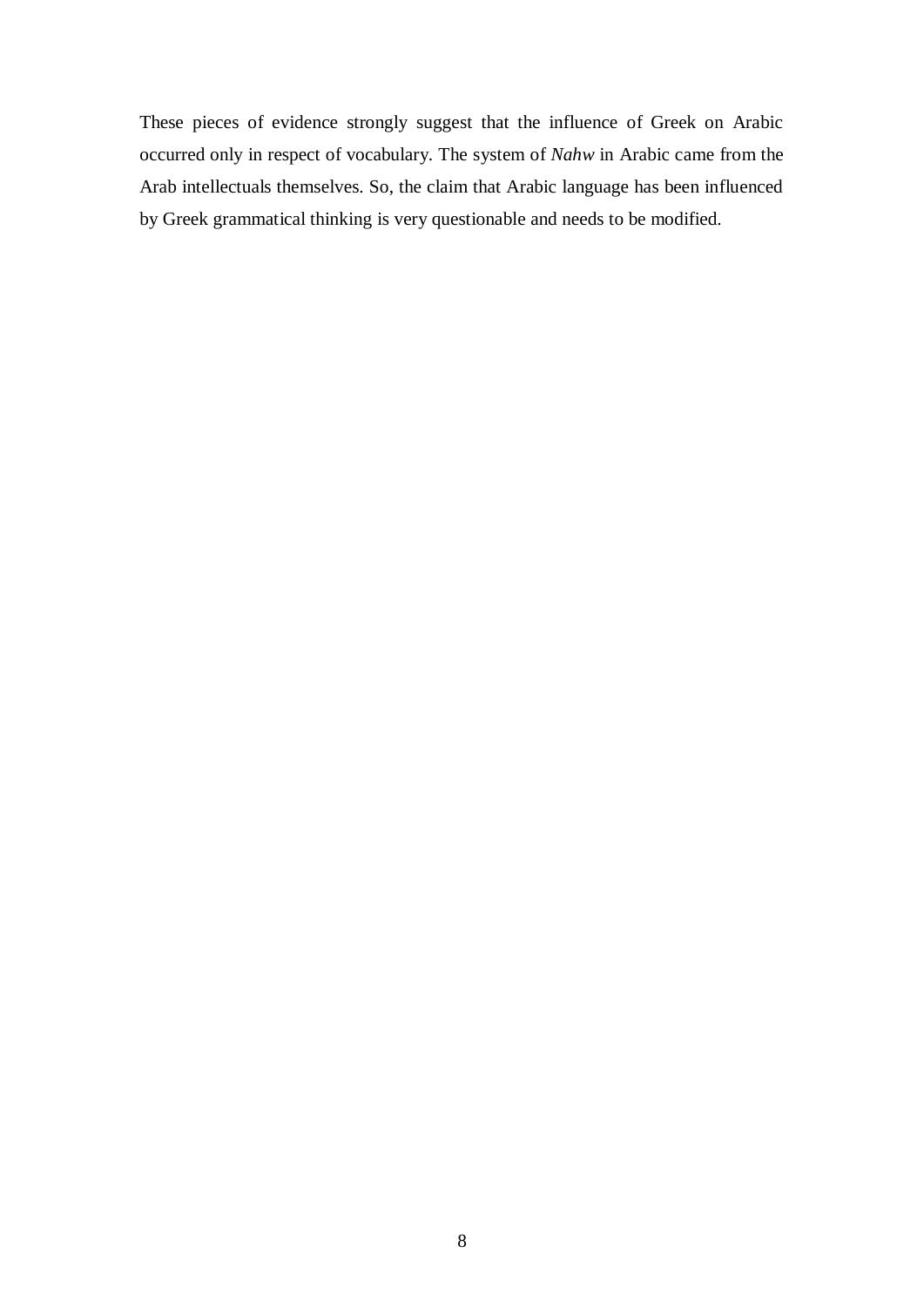These pieces of evidence strongly suggest that the influence of Greek on Arabic occurred only in respect of vocabulary. The system of *Nahw* in Arabic came from the Arab intellectuals themselves. So, the claim that Arabic language has been influenced by Greek grammatical thinking is very questionable and needs to be modified.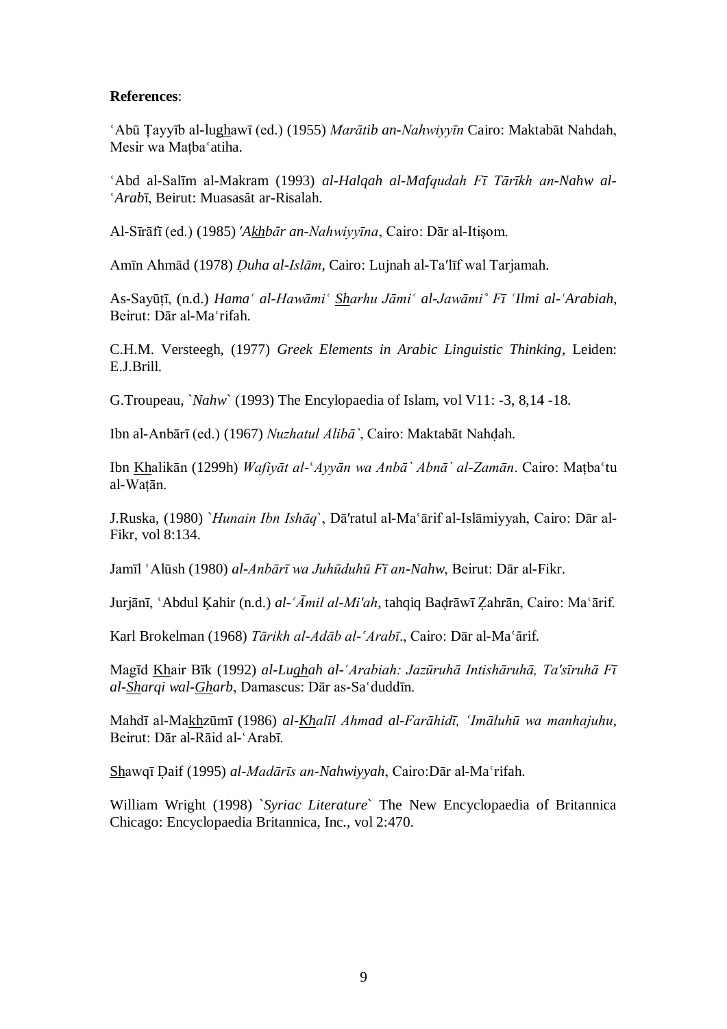**References**:

ʿAbū Ṭayyīb al-lughawī (ed.) (1955) *Marātib an-Nahwiyyīn* Cairo: Maktabāt Nahdah, Mesir wa Maṭbaʿatiha.

ʿAbd al-Salīm al-Makram (1993) *al-Halqah al-Mafqudah Fī Tārīkh an-Nahw al-ʿArab*ī, Beirut: Muasasāt ar-Risalah.

Al-Sīrāfī (ed.) (1985) *'Akhbār an-Nahwiyyīna*, Cairo: Dār al-Itiṣom.

Amīn Ahmād (1978) *Ḍuha al-Islām*, Cairo: Lujnah al-Ta'līf wal Tarjamah.

As-Sayūṭī, (n.d.) *Hamaʿ al-Hawāmiʿ Sharhu Jāmiʿ al-Jawāmi˚ Fī ʿIlmi al-ʿArabiah*, Beirut: Dār al-Maʿrifah.

C.H.M. Versteegh, (1977) *Greek Elements in Arabic Linguistic Thinking*, Leiden: E.J.Brill.

G.Troupeau, `*Nahw*` (1993) The Encylopaedia of Islam, vol V11: -3, 8,14 -18.

Ibn al-Anbārī (ed.) (1967) *Nuzhatul Alibā*`, Cairo: Maktabāt Nahḍah.

Ibn Khalikān (1299h) *Wafiyāt al-ʿAyyān wa Anbā` Abnā` al-Zamān*. Cairo: Maṭbaʿtu al-Waṭān.

J.Ruska, (1980) `*Hunain Ibn Ishāq*`, Dā'ratul al-Maʿārif al-Islāmiyyah, Cairo: Dār al-Fikr, vol 8:134.

Jamīl ʿAlūsh (1980) *al-Anbārī wa Juhūduhū Fī an-Nahw*, Beirut: Dār al-Fikr.

Jurjānī, ʿAbdul Ḳahir (n.d.) *al-ʿĀmil al-Mi'ah*, tahqiq Baḍrāwī Ẓahrān, Cairo: Maʿārif.

Karl Brokelman (1968) *Tārikh al-Adāb al-ʿArabī*., Cairo: Dār al-Maʿārif.

Magīd Khair Bīk (1992) *al-Lughah al-ʿArabiah: Jazūruhā Intishāruhā, Ta'sīruhā Fī al-Sharqi wal-Gharb*, Damascus: Dār as-Saʿduddīn.

Mahdī al-Makhzūmī (1986) *al-Khalīl Ahmad al-Farāhidī, ʿImāluhū wa manhajuhu*, Beirut: Dār al-Rāid al-ʿArabī.

Shawqī Ḍaif (1995) *al-Madārīs an-Nahwiyyah*, Cairo:Dār al-Maʿrifah.

William Wright (1998) `*Syriac Literature*` The New Encyclopaedia of Britannica Chicago: Encyclopaedia Britannica, Inc., vol 2:470.